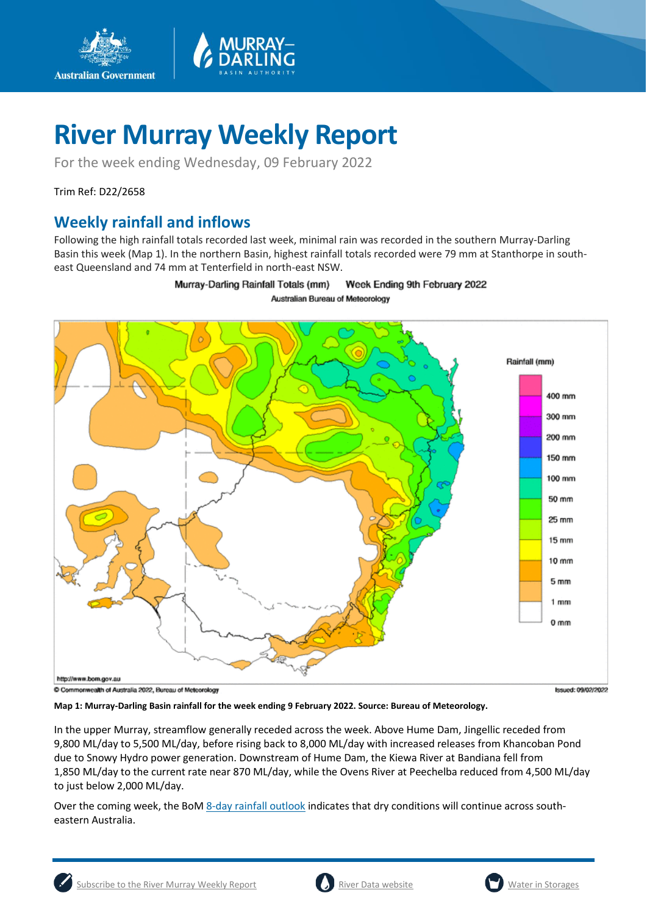# River Murray Weekly Report

For the week ending Wednesday, 09 February 2022

Trim Ref: D22/2658

## Weekly rainfall and inflows

Following the high rainfall totals recorded last week, minimal rain was recorded in the southern Murray-Darling Basin this week (Map 1). In the northern Basin, highest rainfall totals recorded were 79 mm at Stanthorpe in south-east Queensland and 74 mm at Tenterfield in north-east NSW.

**Map 1: Murray-Darling Basin rainfall for the week ending 9 February 2022. Source: Bureau of Meteorology.**

In the upper Murray, streamflow generally receded across the week. Above Hume Dam, Jingellic receded from 9,800 ML/day to 5,500 ML/day, before rising back to 8,000 ML/day with increased releases from Khancoban Pond due to Snowy Hydro power generation. Downstream of Hume Dam, the Kiewa River at Bandiana fell from 1,850 ML/day to the current rate near 870 ML/day, while the Ovens River at Peechelba reduced from 4,500 ML/day to just below 2,000 ML/day.

Over the coming week, the BoM 8-day rainfall outlook indicates that dry conditions will continue across south-eastern Australia.

Subscribe to the River Murray Weekly Report | River Data website | Water in Storages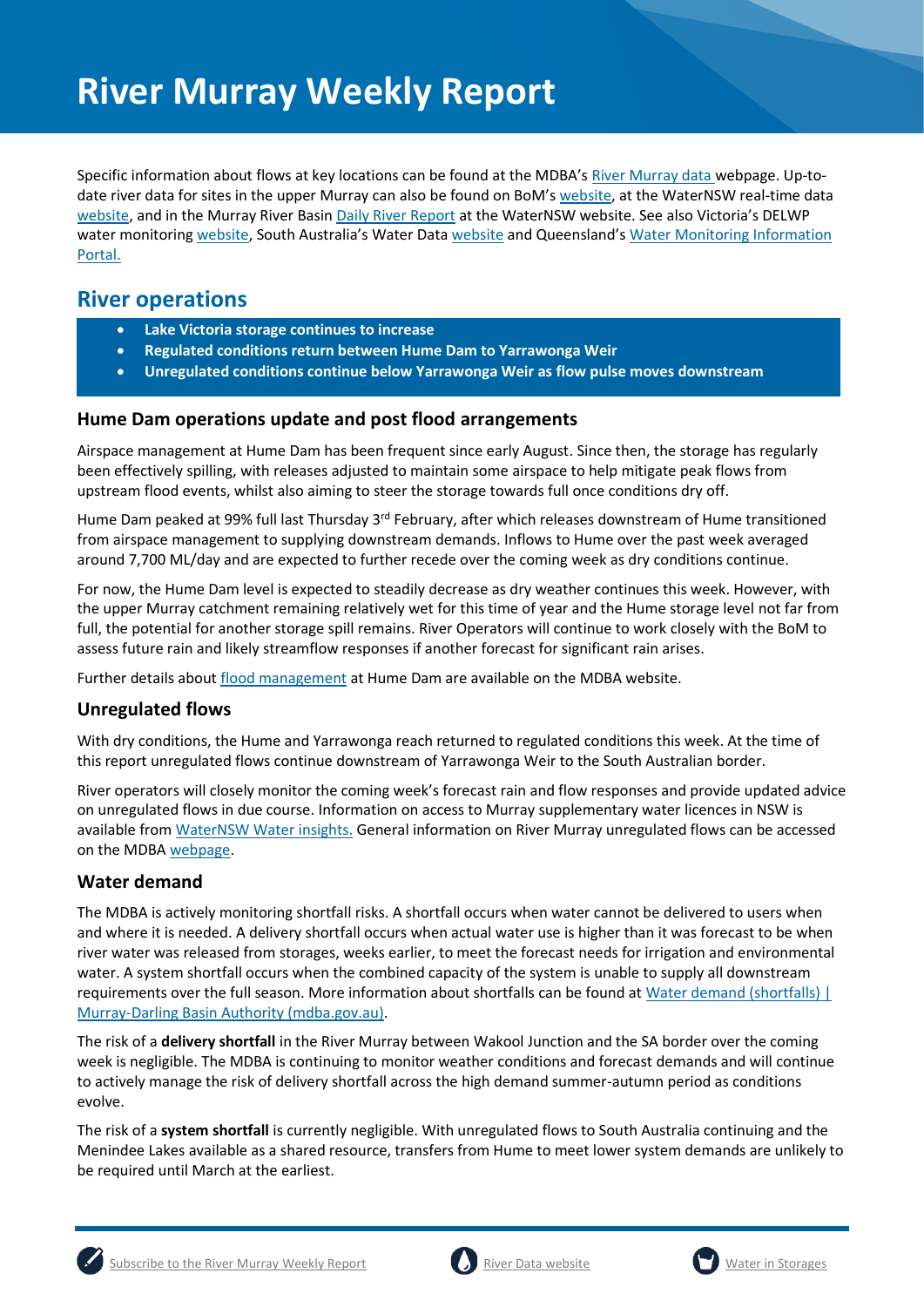# River Murray Weekly Report

Specific information about flows at key locations can be found at the MDBA's River Murray data webpage. Up-to-date river data for sites in the upper Murray can also be found on BoM's website, at the WaterNSW real-time data website, and in the Murray River Basin Daily River Report at the WaterNSW website. See also Victoria's DELWP water monitoring website, South Australia's Water Data website and Queensland's Water Monitoring Information Portal.

## River operations

- **Lake Victoria storage continues to increase**
- **Regulated conditions return between Hume Dam to Yarrawonga Weir**
- **Unregulated conditions continue below Yarrawonga Weir as flow pulse moves downstream**

### Hume Dam operations update and post flood arrangements

Airspace management at Hume Dam has been frequent since early August. Since then, the storage has regularly been effectively spilling, with releases adjusted to maintain some airspace to help mitigate peak flows from upstream flood events, whilst also aiming to steer the storage towards full once conditions dry off.

Hume Dam peaked at 99% full last Thursday 3rd February, after which releases downstream of Hume transitioned from airspace management to supplying downstream demands. Inflows to Hume over the past week averaged around 7,700 ML/day and are expected to further recede over the coming week as dry conditions continue.

For now, the Hume Dam level is expected to steadily decrease as dry weather continues this week. However, with the upper Murray catchment remaining relatively wet for this time of year and the Hume storage level not far from full, the potential for another storage spill remains. River Operators will continue to work closely with the BoM to assess future rain and likely streamflow responses if another forecast for significant rain arises.

Further details about flood management at Hume Dam are available on the MDBA website.

### Unregulated flows

With dry conditions, the Hume and Yarrawonga reach returned to regulated conditions this week. At the time of this report unregulated flows continue downstream of Yarrawonga Weir to the South Australian border.

River operators will closely monitor the coming week's forecast rain and flow responses and provide updated advice on unregulated flows in due course. Information on access to Murray supplementary water licences in NSW is available from WaterNSW Water insights. General information on River Murray unregulated flows can be accessed on the MDBA webpage.

### Water demand

The MDBA is actively monitoring shortfall risks. A shortfall occurs when water cannot be delivered to users when and where it is needed. A delivery shortfall occurs when actual water use is higher than it was forecast to be when river water was released from storages, weeks earlier, to meet the forecast needs for irrigation and environmental water. A system shortfall occurs when the combined capacity of the system is unable to supply all downstream requirements over the full season. More information about shortfalls can be found at Water demand (shortfalls) | Murray-Darling Basin Authority (mdba.gov.au).

The risk of a **delivery shortfall** in the River Murray between Wakool Junction and the SA border over the coming week is negligible. The MDBA is continuing to monitor weather conditions and forecast demands and will continue to actively manage the risk of delivery shortfall across the high demand summer-autumn period as conditions evolve.

The risk of a **system shortfall** is currently negligible. With unregulated flows to South Australia continuing and the Menindee Lakes available as a shared resource, transfers from Hume to meet lower system demands are unlikely to be required until March at the earliest.

Subscribe to the River Murray Weekly Report | River Data website | Water in Storages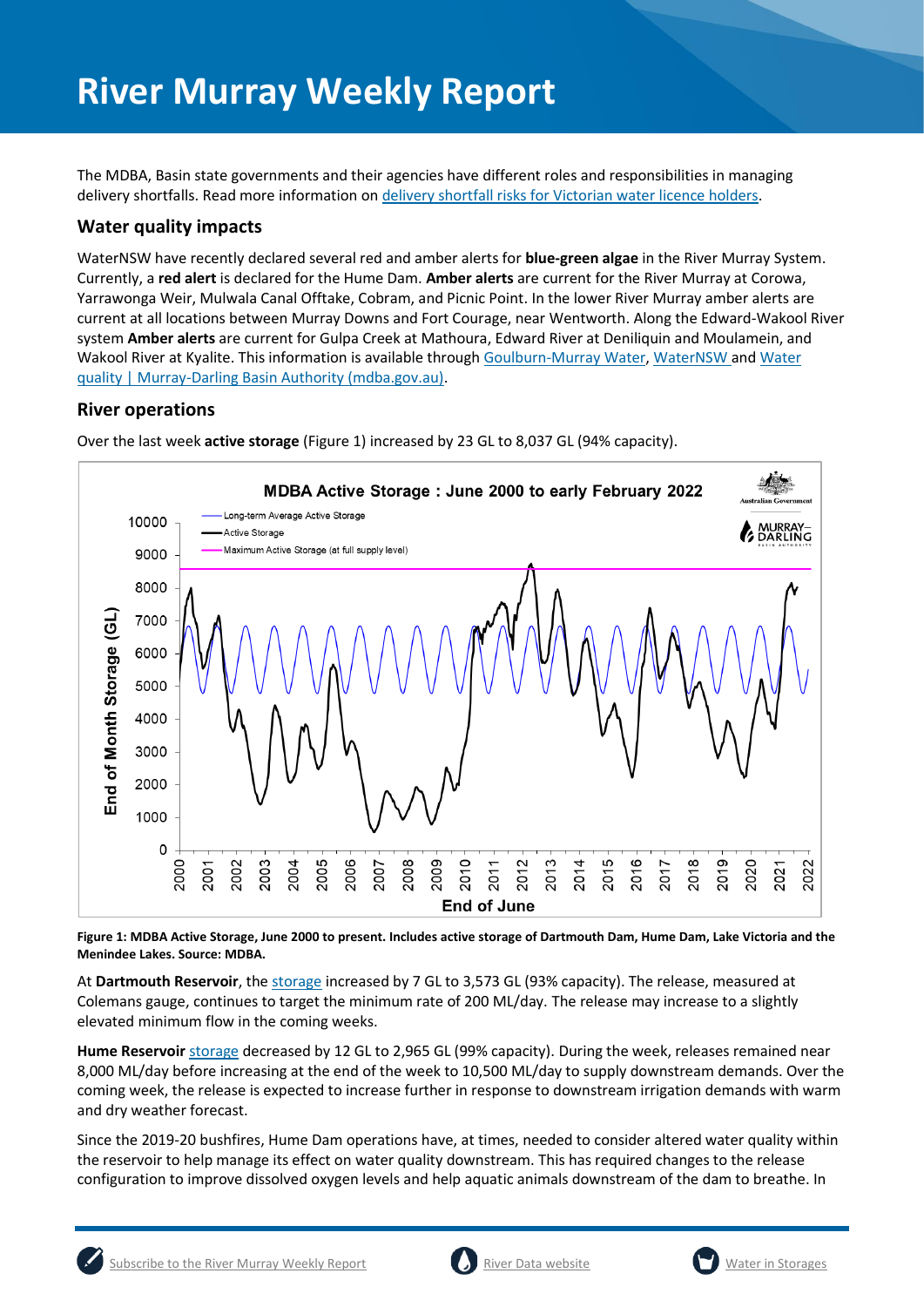# River Murray Weekly Report

The MDBA, Basin state governments and their agencies have different roles and responsibilities in managing delivery shortfalls. Read more information on [delivery shortfall risks for Victorian water licence holders](https://www.mdba.gov.au).

## Water quality impacts

WaterNSW have recently declared several red and amber alerts for **blue-green algae** in the River Murray System. Currently, a **red alert** is declared for the Hume Dam. **Amber alerts** are current for the River Murray at Corowa, Yarrawonga Weir, Mulwala Canal Offtake, Cobram, and Picnic Point. In the lower River Murray amber alerts are current at all locations between Murray Downs and Fort Courage, near Wentworth. Along the Edward-Wakool River system **Amber alerts** are current for Gulpa Creek at Mathoura, Edward River at Deniliquin and Moulamein, and Wakool River at Kyalite. This information is available through Goulburn-Murray Water, WaterNSW and Water quality | Murray-Darling Basin Authority (mdba.gov.au).

## River operations

Over the last week **active storage** (Figure 1) increased by 23 GL to 8,037 GL (94% capacity).

**Figure 1: MDBA Active Storage, June 2000 to present. Includes active storage of Dartmouth Dam, Hume Dam, Lake Victoria and the Menindee Lakes. Source: MDBA.**

At **Dartmouth Reservoir**, the storage increased by 7 GL to 3,573 GL (93% capacity). The release, measured at Colemans gauge, continues to target the minimum rate of 200 ML/day. The release may increase to a slightly elevated minimum flow in the coming weeks.

**Hume Reservoir** storage decreased by 12 GL to 2,965 GL (99% capacity). During the week, releases remained near 8,000 ML/day before increasing at the end of the week to 10,500 ML/day to supply downstream demands. Over the coming week, the release is expected to increase further in response to downstream irrigation demands with warm and dry weather forecast.

Since the 2019-20 bushfires, Hume Dam operations have, at times, needed to consider altered water quality within the reservoir to help manage its effect on water quality downstream. This has required changes to the release configuration to improve dissolved oxygen levels and help aquatic animals downstream of the dam to breathe. In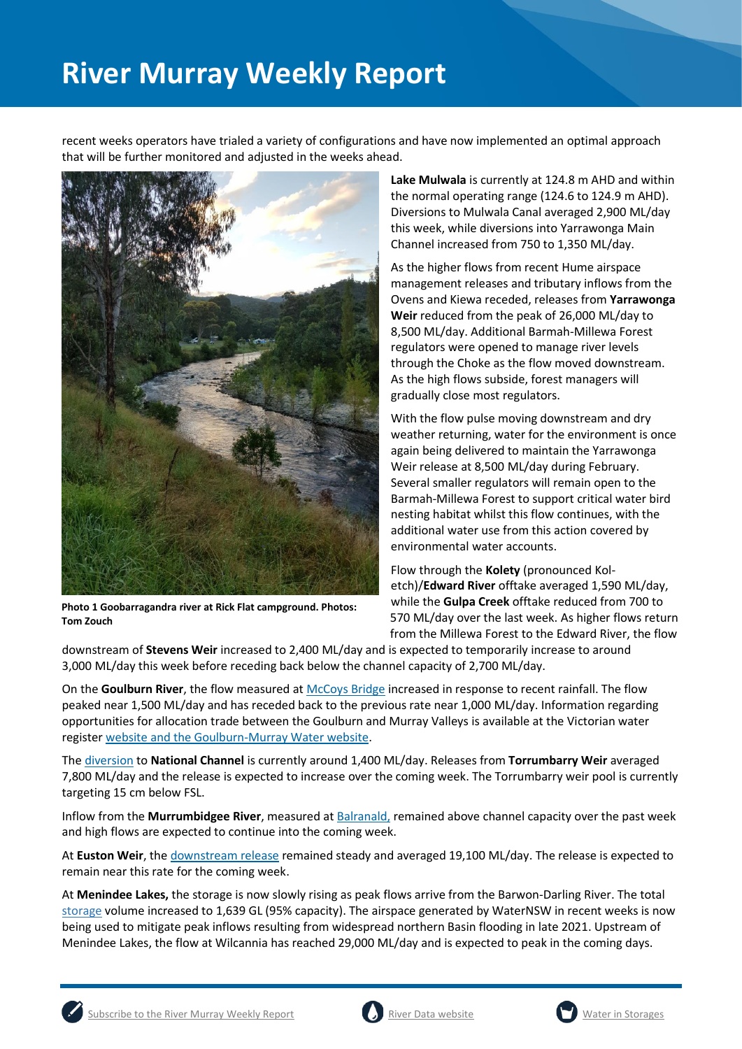recent weeks operators have trialed a variety of configurations and have now implemented an optimal approach that will be further monitored and adjusted in the weeks ahead.

**Photo 1 Goobarragandra river at Rick Flat campground. Photos: Tom Zouch**

**Lake Mulwala** is currently at 124.8 m AHD and within the normal operating range (124.6 to 124.9 m AHD). Diversions to Mulwala Canal averaged 2,900 ML/day this week, while diversions into Yarrawonga Main Channel increased from 750 to 1,350 ML/day.

As the higher flows from recent Hume airspace management releases and tributary inflows from the Ovens and Kiewa receded, releases from **Yarrawonga Weir** reduced from the peak of 26,000 ML/day to 8,500 ML/day. Additional Barmah-Millewa Forest regulators were opened to manage river levels through the Choke as the flow moved downstream. As the high flows subside, forest managers will gradually close most regulators.

With the flow pulse moving downstream and dry weather returning, water for the environment is once again being delivered to maintain the Yarrawonga Weir release at 8,500 ML/day during February. Several smaller regulators will remain open to the Barmah-Millewa Forest to support critical water bird nesting habitat whilst this flow continues, with the additional water use from this action covered by environmental water accounts.

Flow through the **Kolety** (pronounced Kol-etch)/**Edward River** offtake averaged 1,590 ML/day, while the **Gulpa Creek** offtake reduced from 700 to 570 ML/day over the last week. As higher flows return from the Millewa Forest to the Edward River, the flow downstream of **Stevens Weir** increased to 2,400 ML/day and is expected to temporarily increase to around 3,000 ML/day this week before receding back below the channel capacity of 2,700 ML/day.

On the **Goulburn River**, the flow measured at McCoys Bridge increased in response to recent rainfall. The flow peaked near 1,500 ML/day and has receded back to the previous rate near 1,000 ML/day. Information regarding opportunities for allocation trade between the Goulburn and Murray Valleys is available at the Victorian water register website and the Goulburn-Murray Water website.

The diversion to **National Channel** is currently around 1,400 ML/day. Releases from **Torrumbarry Weir** averaged 7,800 ML/day and the release is expected to increase over the coming week. The Torrumbarry weir pool is currently targeting 15 cm below FSL.

Inflow from the **Murrumbidgee River**, measured at Balranald, remained above channel capacity over the past week and high flows are expected to continue into the coming week.

At **Euston Weir**, the downstream release remained steady and averaged 19,100 ML/day. The release is expected to remain near this rate for the coming week.

At **Menindee Lakes,** the storage is now slowly rising as peak flows arrive from the Barwon-Darling River. The total storage volume increased to 1,639 GL (95% capacity). The airspace generated by WaterNSW in recent weeks is now being used to mitigate peak inflows resulting from widespread northern Basin flooding in late 2021. Upstream of Menindee Lakes, the flow at Wilcannia has reached 29,000 ML/day and is expected to peak in the coming days.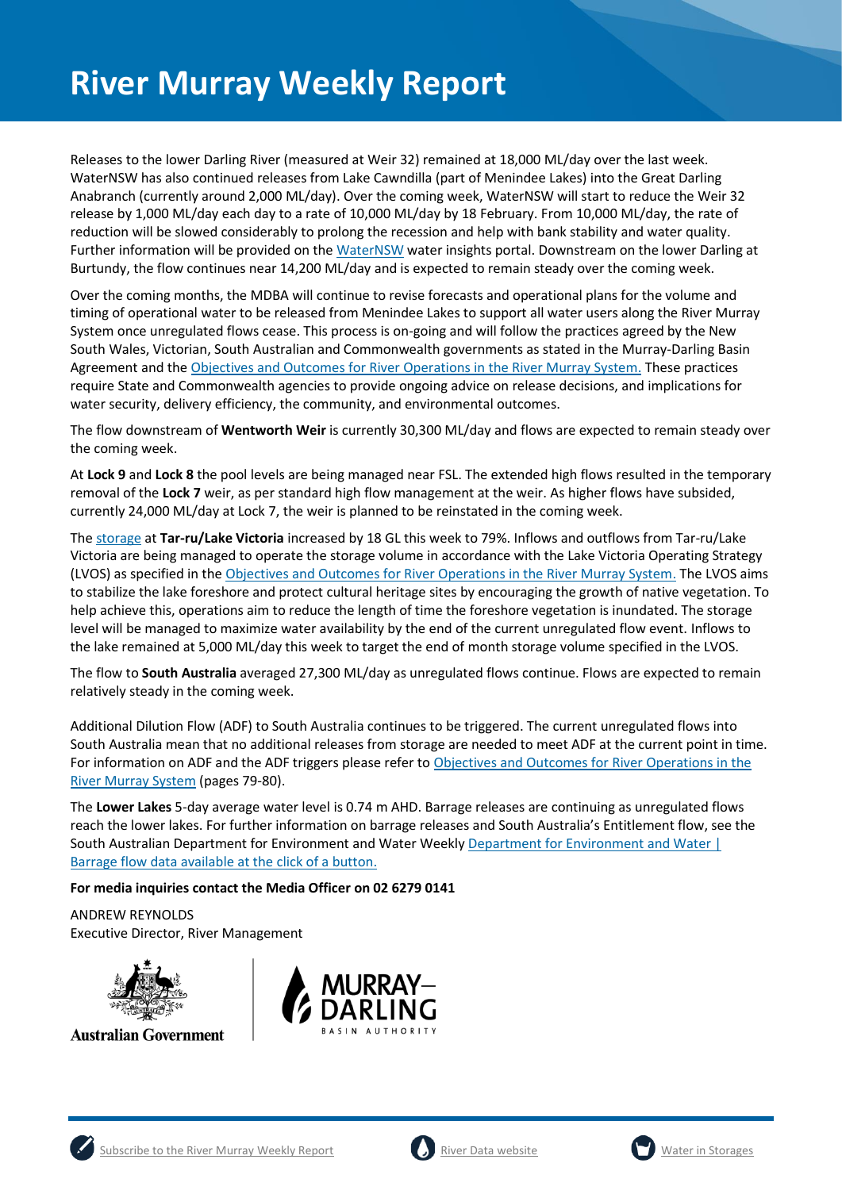# River Murray Weekly Report

Releases to the lower Darling River (measured at Weir 32) remained at 18,000 ML/day over the last week. WaterNSW has also continued releases from Lake Cawndilla (part of Menindee Lakes) into the Great Darling Anabranch (currently around 2,000 ML/day). Over the coming week, WaterNSW will start to reduce the Weir 32 release by 1,000 ML/day each day to a rate of 10,000 ML/day by 18 February. From 10,000 ML/day, the rate of reduction will be slowed considerably to prolong the recession and help with bank stability and water quality. Further information will be provided on the WaterNSW water insights portal. Downstream on the lower Darling at Burtundy, the flow continues near 14,200 ML/day and is expected to remain steady over the coming week.

Over the coming months, the MDBA will continue to revise forecasts and operational plans for the volume and timing of operational water to be released from Menindee Lakes to support all water users along the River Murray System once unregulated flows cease. This process is on-going and will follow the practices agreed by the New South Wales, Victorian, South Australian and Commonwealth governments as stated in the Murray-Darling Basin Agreement and the Objectives and Outcomes for River Operations in the River Murray System. These practices require State and Commonwealth agencies to provide ongoing advice on release decisions, and implications for water security, delivery efficiency, the community, and environmental outcomes.

The flow downstream of **Wentworth Weir** is currently 30,300 ML/day and flows are expected to remain steady over the coming week.

At **Lock 9** and **Lock 8** the pool levels are being managed near FSL. The extended high flows resulted in the temporary removal of the **Lock 7** weir, as per standard high flow management at the weir. As higher flows have subsided, currently 24,000 ML/day at Lock 7, the weir is planned to be reinstated in the coming week.

The storage at **Tar-ru/Lake Victoria** increased by 18 GL this week to 79%. Inflows and outflows from Tar-ru/Lake Victoria are being managed to operate the storage volume in accordance with the Lake Victoria Operating Strategy (LVOS) as specified in the Objectives and Outcomes for River Operations in the River Murray System. The LVOS aims to stabilize the lake foreshore and protect cultural heritage sites by encouraging the growth of native vegetation. To help achieve this, operations aim to reduce the length of time the foreshore vegetation is inundated. The storage level will be managed to maximize water availability by the end of the current unregulated flow event. Inflows to the lake remained at 5,000 ML/day this week to target the end of month storage volume specified in the LVOS.

The flow to **South Australia** averaged 27,300 ML/day as unregulated flows continue. Flows are expected to remain relatively steady in the coming week.

Additional Dilution Flow (ADF) to South Australia continues to be triggered. The current unregulated flows into South Australia mean that no additional releases from storage are needed to meet ADF at the current point in time. For information on ADF and the ADF triggers please refer to Objectives and Outcomes for River Operations in the River Murray System (pages 79-80).

The **Lower Lakes** 5-day average water level is 0.74 m AHD. Barrage releases are continuing as unregulated flows reach the lower lakes. For further information on barrage releases and South Australia's Entitlement flow, see the South Australian Department for Environment and Water Weekly Department for Environment and Water | Barrage flow data available at the click of a button.

**For media inquiries contact the Media Officer on 02 6279 0141**

ANDREW REYNOLDS
Executive Director, River Management

Australian Government

MURRAY–DARLING BASIN AUTHORITY

Subscribe to the River Murray Weekly Report | River Data website | Water in Storages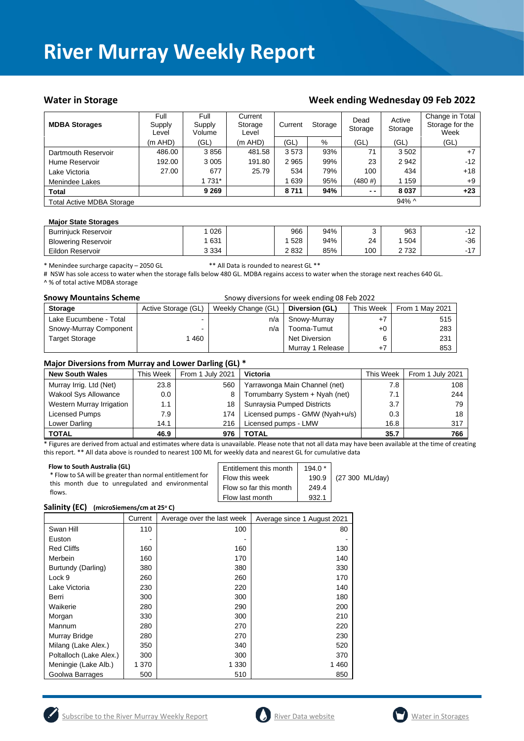# River Murray Weekly Report

## Water in Storage

## Week ending Wednesday 09 Feb 2022

| MDBA Storages | Full Supply Level | Full Supply Volume | Current Storage Level | Current | Storage | Dead Storage | Active Storage | Change in Total Storage for the Week |
|---|---|---|---|---|---|---|---|---|
| | (m AHD) | (GL) | (m AHD) | (GL) | % | (GL) | (GL) | (GL) |
| Dartmouth Reservoir | 486.00 | 3 856 | 481.58 | 3 573 | 93% | 71 | 3 502 | +7 |
| Hume Reservoir | 192.00 | 3 005 | 191.80 | 2 965 | 99% | 23 | 2 942 | -12 |
| Lake Victoria | 27.00 | 677 | 25.79 | 534 | 79% | 100 | 434 | +18 |
| Menindee Lakes | | 1 731* | | 1 639 | 95% | (480 #) | 1 159 | +9 |
| **Total** | | **9 269** | | **8 711** | **94%** | **- -** | **8 037** | **+23** |
| Total Active MDBA Storage | | | | | | | 94% ^ | |

| Major State Storages | | | | | | | | |
|---|---|---|---|---|---|---|---|---|
| Burrinjuck Reservoir | | 1 026 | | 966 | 94% | 3 | 963 | -12 |
| Blowering Reservoir | | 1 631 | | 1 528 | 94% | 24 | 1 504 | -36 |
| Eildon Reservoir | | 3 334 | | 2 832 | 85% | 100 | 2 732 | -17 |

\* Menindee surcharge capacity – 2050 GL ** All Data is rounded to nearest GL **

\# NSW has sole access to water when the storage falls below 480 GL. MDBA regains access to water when the storage next reaches 640 GL.

^ % of total active MDBA storage

**Snowy Mountains Scheme** Snowy diversions for week ending 08 Feb 2022

| Storage | Active Storage (GL) | Weekly Change (GL) | Diversion (GL) | This Week | From 1 May 2021 |
|---|---|---|---|---|---|
| Lake Eucumbene - Total | - | n/a | Snowy-Murray | +7 | 515 |
| Snowy-Murray Component | - | n/a | Tooma-Tumut | +0 | 283 |
| Target Storage | 1 460 | | Net Diversion | 6 | 231 |
| | | | Murray 1 Release | +7 | 853 |

**Major Diversions from Murray and Lower Darling (GL) ***

| New South Wales | This Week | From 1 July 2021 | Victoria | This Week | From 1 July 2021 |
|---|---|---|---|---|---|
| Murray Irrig. Ltd (Net) | 23.8 | 560 | Yarrawonga Main Channel (net) | 7.8 | 108 |
| Wakool Sys Allowance | 0.0 | 8 | Torrumbarry System + Nyah (net) | 7.1 | 244 |
| Western Murray Irrigation | 1.1 | 18 | Sunraysia Pumped Districts | 3.7 | 79 |
| Licensed Pumps | 7.9 | 174 | Licensed pumps - GMW (Nyah+u/s) | 0.3 | 18 |
| Lower Darling | 14.1 | 216 | Licensed pumps - LMW | 16.8 | 317 |
| **TOTAL** | **46.9** | **976** | **TOTAL** | **35.7** | **766** |

\* Figures are derived from actual and estimates where data is unavailable. Please note that not all data may have been available at the time of creating this report. ** All data above is rounded to nearest 100 ML for weekly data and nearest GL for cumulative data

**Flow to South Australia (GL)**

\* Flow to SA will be greater than normal entitlement for this month due to unregulated and environmental flows.

| | | |
|---|---|---|
| Entitlement this month | 194.0 * | |
| Flow this week | 190.9 | (27 300 ML/day) |
| Flow so far this month | 249.4 | |
| Flow last month | 932.1 | |

**Salinity (EC)** (microSiemens/cm at 25° C)

| | Current | Average over the last week | Average since 1 August 2021 |
|---|---|---|---|
| Swan Hill | 110 | 100 | 80 |
| Euston | - | - | - |
| Red Cliffs | 160 | 160 | 130 |
| Merbein | 160 | 170 | 140 |
| Burtundy (Darling) | 380 | 380 | 330 |
| Lock 9 | 260 | 260 | 170 |
| Lake Victoria | 230 | 220 | 140 |
| Berri | 300 | 300 | 180 |
| Waikerie | 280 | 290 | 200 |
| Morgan | 330 | 300 | 210 |
| Mannum | 280 | 270 | 220 |
| Murray Bridge | 280 | 270 | 230 |
| Milang (Lake Alex.) | 350 | 340 | 520 |
| Poltalloch (Lake Alex.) | 300 | 300 | 370 |
| Meningie (Lake Alb.) | 1 370 | 1 330 | 1 460 |
| Goolwa Barrages | 500 | 510 | 850 |

Subscribe to the River Murray Weekly Report River Data website Water in Storages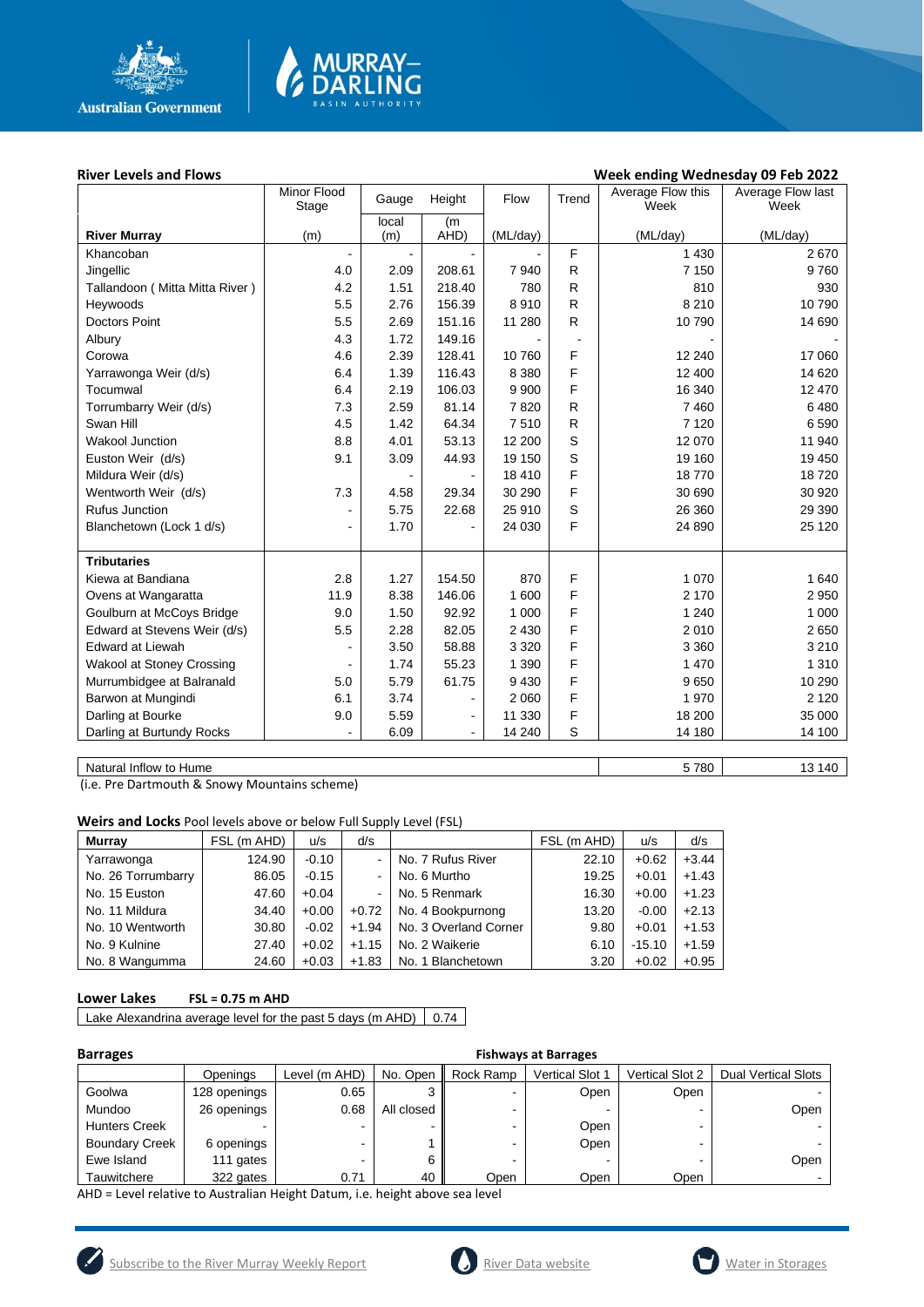## River Levels and Flows

**Week ending Wednesday 09 Feb 2022**

| River Murray | Minor Flood Stage (m) | Gauge local (m) | Height (m AHD) | Flow (ML/day) | Trend | Average Flow this Week (ML/day) | Average Flow last Week (ML/day) |
|---|---|---|---|---|---|---|---|
| Khancoban | - | - | - | - | F | 1 430 | 2 670 |
| Jingellic | 4.0 | 2.09 | 208.61 | 7 940 | R | 7 150 | 9 760 |
| Tallandoon ( Mitta Mitta River ) | 4.2 | 1.51 | 218.40 | 780 | R | 810 | 930 |
| Heywoods | 5.5 | 2.76 | 156.39 | 8 910 | R | 8 210 | 10 790 |
| Doctors Point | 5.5 | 2.69 | 151.16 | 11 280 | R | 10 790 | 14 690 |
| Albury | 4.3 | 1.72 | 149.16 | - | - | - | - |
| Corowa | 4.6 | 2.39 | 128.41 | 10 760 | F | 12 240 | 17 060 |
| Yarrawonga Weir (d/s) | 6.4 | 1.39 | 116.43 | 8 380 | F | 12 400 | 14 620 |
| Tocumwal | 6.4 | 2.19 | 106.03 | 9 900 | F | 16 340 | 12 470 |
| Torrumbarry Weir (d/s) | 7.3 | 2.59 | 81.14 | 7 820 | R | 7 460 | 6 480 |
| Swan Hill | 4.5 | 1.42 | 64.34 | 7 510 | R | 7 120 | 6 590 |
| Wakool Junction | 8.8 | 4.01 | 53.13 | 12 200 | S | 12 070 | 11 940 |
| Euston Weir (d/s) | 9.1 | 3.09 | 44.93 | 19 150 | S | 19 160 | 19 450 |
| Mildura Weir (d/s) | | - | - | 18 410 | F | 18 770 | 18 720 |
| Wentworth Weir (d/s) | 7.3 | 4.58 | 29.34 | 30 290 | F | 30 690 | 30 920 |
| Rufus Junction | - | 5.75 | 22.68 | 25 910 | S | 26 360 | 29 390 |
| Blanchetown (Lock 1 d/s) | - | 1.70 | - | 24 030 | F | 24 890 | 25 120 |
| **Tributaries** | | | | | | | |
| Kiewa at Bandiana | 2.8 | 1.27 | 154.50 | 870 | F | 1 070 | 1 640 |
| Ovens at Wangaratta | 11.9 | 8.38 | 146.06 | 1 600 | F | 2 170 | 2 950 |
| Goulburn at McCoys Bridge | 9.0 | 1.50 | 92.92 | 1 000 | F | 1 240 | 1 000 |
| Edward at Stevens Weir (d/s) | 5.5 | 2.28 | 82.05 | 2 430 | F | 2 010 | 2 650 |
| Edward at Liewah | - | 3.50 | 58.88 | 3 320 | F | 3 360 | 3 210 |
| Wakool at Stoney Crossing | - | 1.74 | 55.23 | 1 390 | F | 1 470 | 1 310 |
| Murrumbidgee at Balranald | 5.0 | 5.79 | 61.75 | 9 430 | F | 9 650 | 10 290 |
| Barwon at Mungindi | 6.1 | 3.74 | - | 2 060 | F | 1 970 | 2 120 |
| Darling at Bourke | 9.0 | 5.59 | - | 11 330 | F | 18 200 | 35 000 |
| Darling at Burtundy Rocks | - | 6.09 | - | 14 240 | S | 14 180 | 14 100 |

| Natural Inflow to Hume | This Week | Last Week |
|---|---|---|
| Natural Inflow to Hume | 5 780 | 13 140 |

(i.e. Pre Dartmouth & Snowy Mountains scheme)

## Weirs and Locks
Pool levels above or below Full Supply Level (FSL)

| Murray | FSL (m AHD) | u/s | d/s | | FSL (m AHD) | u/s | d/s |
|---|---|---|---|---|---|---|---|
| Yarrawonga | 124.90 | -0.10 | - | No. 7 Rufus River | 22.10 | +0.62 | +3.44 |
| No. 26 Torrumbarry | 86.05 | -0.15 | - | No. 6 Murtho | 19.25 | +0.01 | +1.43 |
| No. 15 Euston | 47.60 | +0.04 | - | No. 5 Renmark | 16.30 | +0.00 | +1.23 |
| No. 11 Mildura | 34.40 | +0.00 | +0.72 | No. 4 Bookpurnong | 13.20 | -0.00 | +2.13 |
| No. 10 Wentworth | 30.80 | -0.02 | +1.94 | No. 3 Overland Corner | 9.80 | +0.01 | +1.53 |
| No. 9 Kulnine | 27.40 | +0.02 | +1.15 | No. 2 Waikerie | 6.10 | -15.10 | +1.59 |
| No. 8 Wangumma | 24.60 | +0.03 | +1.83 | No. 1 Blanchetown | 3.20 | +0.02 | +0.95 |

## Lower Lakes
**FSL = 0.75 m AHD**

| Lake Alexandrina average level for the past 5 days (m AHD) | 0.74 |
|---|---|

## Barrages

**Fishways at Barrages**

| | Openings | Level (m AHD) | No. Open | Rock Ramp | Vertical Slot 1 | Vertical Slot 2 | Dual Vertical Slots |
|---|---|---|---|---|---|---|---|
| Goolwa | 128 openings | 0.65 | 3 | - | Open | Open | - |
| Mundoo | 26 openings | 0.68 | All closed | - | - | - | Open |
| Hunters Creek | - | - | - | - | Open | - | - |
| Boundary Creek | 6 openings | - | 1 | - | Open | - | - |
| Ewe Island | 111 gates | - | 6 | - | - | - | Open |
| Tauwitchere | 322 gates | 0.71 | 40 | Open | Open | Open | - |

AHD = Level relative to Australian Height Datum, i.e. height above sea level

Subscribe to the River Murray Weekly Report | River Data website | Water in Storages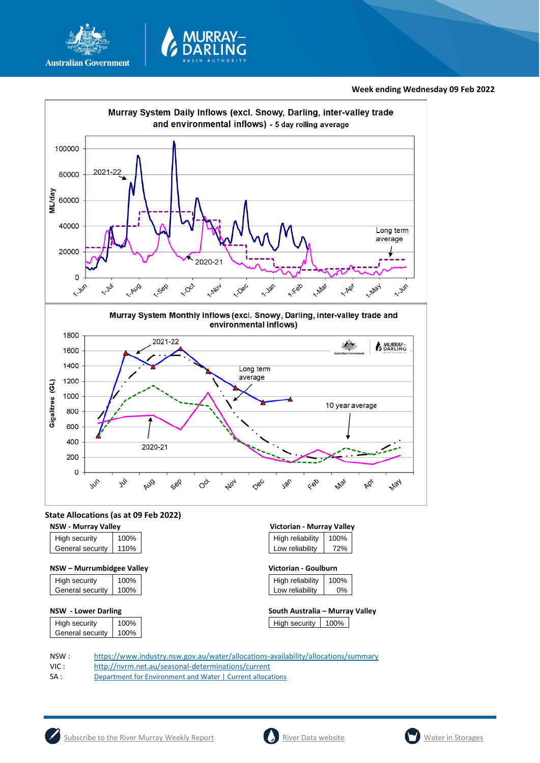Week ending Wednesday 09 Feb 2022

Murray System Daily Inflows (excl. Snowy, Darling, inter-valley trade and environmental inflows) - 5 day rolling average

ML/day

100000
80000
60000
40000
20000
0

2021-22
2020-21
Long term average

1-Jun 1-Jul 1-Aug 1-Sep 1-Oct 1-Nov 1-Dec 1-Jan 1-Feb 1-Mar 1-Apr 1-May 1-Jun

Murray System Monthly Inflows (excl. Snowy, Darling, inter-valley trade and environmental inflows)

Gigalitres (GL)

1800
1600
1400
1200
1000
800
600
400
200
0

2021-22
Long term average
10 year average
2020-21

Jun Jul Aug Sep Oct Nov Dec Jan Feb Mar Apr May

## State Allocations (as at 09 Feb 2022)

**NSW - Murray Valley**

| | |
|---|---|
| High security | 100% |
| General security | 110% |

**NSW – Murrumbidgee Valley**

| | |
|---|---|
| High security | 100% |
| General security | 100% |

**NSW - Lower Darling**

| | |
|---|---|
| High security | 100% |
| General security | 100% |

**Victorian - Murray Valley**

| | |
|---|---|
| High reliability | 100% |
| Low reliability | 72% |

**Victorian - Goulburn**

| | |
|---|---|
| High reliability | 100% |
| Low reliability | 0% |

**South Australia – Murray Valley**

| | |
|---|---|
| High security | 100% |

NSW : https://www.industry.nsw.gov.au/water/allocations-availability/allocations/summary
VIC : http://nvrm.net.au/seasonal-determinations/current
SA : Department for Environment and Water | Current allocations

Subscribe to the River Murray Weekly Report | River Data website | Water in Storages